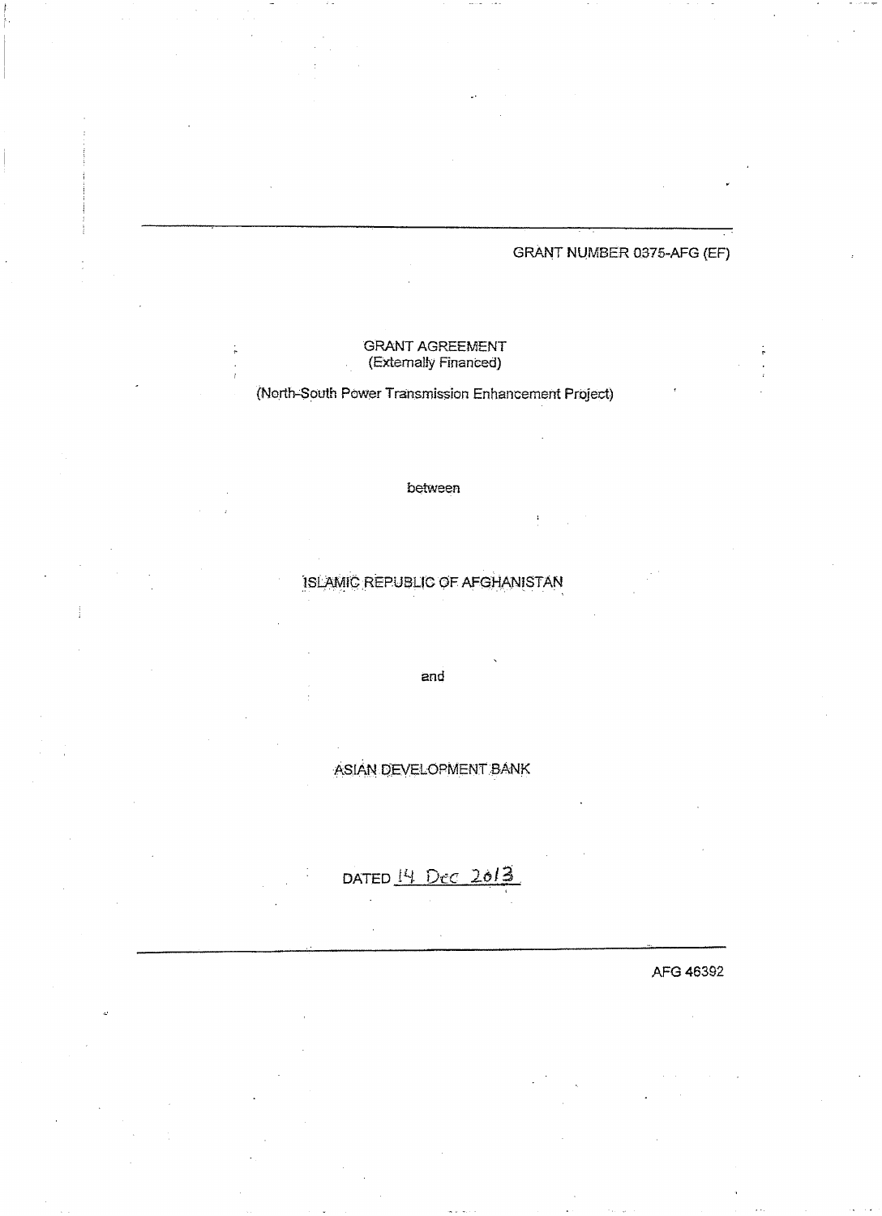GRANT NUMBER 0375-AFG (EF)

# GRANT AGREEMENT
(Externally Financed)

(North-South Power Transmission Enhancement Project)

between

ISLAMIC REPUBLIC OF AFGHANISTAN

and

ASIAN DEVELOPMENT BANK

DATED 14 Dec 2013

AFG 46392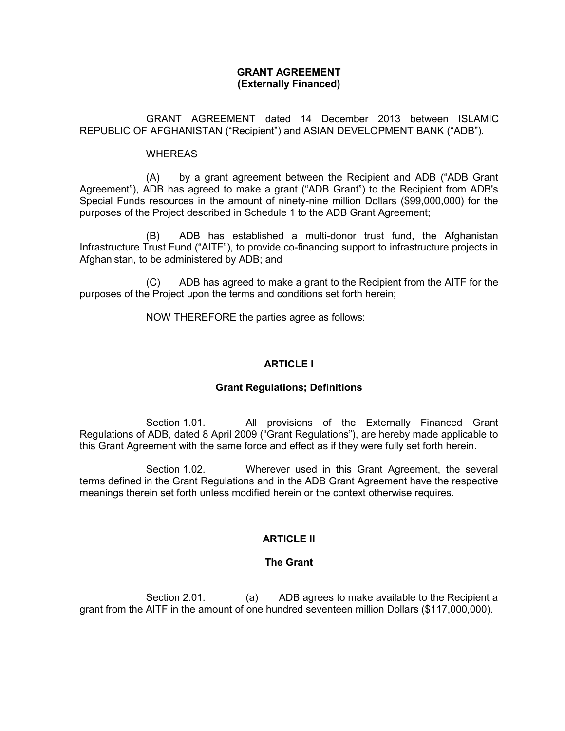**GRANT AGREEMENT**
**(Externally Financed)**

GRANT AGREEMENT dated 14 December 2013 between ISLAMIC REPUBLIC OF AFGHANISTAN ("Recipient") and ASIAN DEVELOPMENT BANK ("ADB").

WHEREAS

(A) by a grant agreement between the Recipient and ADB ("ADB Grant Agreement"), ADB has agreed to make a grant ("ADB Grant") to the Recipient from ADB's Special Funds resources in the amount of ninety-nine million Dollars ($99,000,000) for the purposes of the Project described in Schedule 1 to the ADB Grant Agreement;

(B) ADB has established a multi-donor trust fund, the Afghanistan Infrastructure Trust Fund ("AITF"), to provide co-financing support to infrastructure projects in Afghanistan, to be administered by ADB; and

(C) ADB has agreed to make a grant to the Recipient from the AITF for the purposes of the Project upon the terms and conditions set forth herein;

NOW THEREFORE the parties agree as follows:

## ARTICLE I

### Grant Regulations; Definitions

Section 1.01. All provisions of the Externally Financed Grant Regulations of ADB, dated 8 April 2009 ("Grant Regulations"), are hereby made applicable to this Grant Agreement with the same force and effect as if they were fully set forth herein.

Section 1.02. Wherever used in this Grant Agreement, the several terms defined in the Grant Regulations and in the ADB Grant Agreement have the respective meanings therein set forth unless modified herein or the context otherwise requires.

## ARTICLE II

### The Grant

Section 2.01. (a) ADB agrees to make available to the Recipient a grant from the AITF in the amount of one hundred seventeen million Dollars ($117,000,000).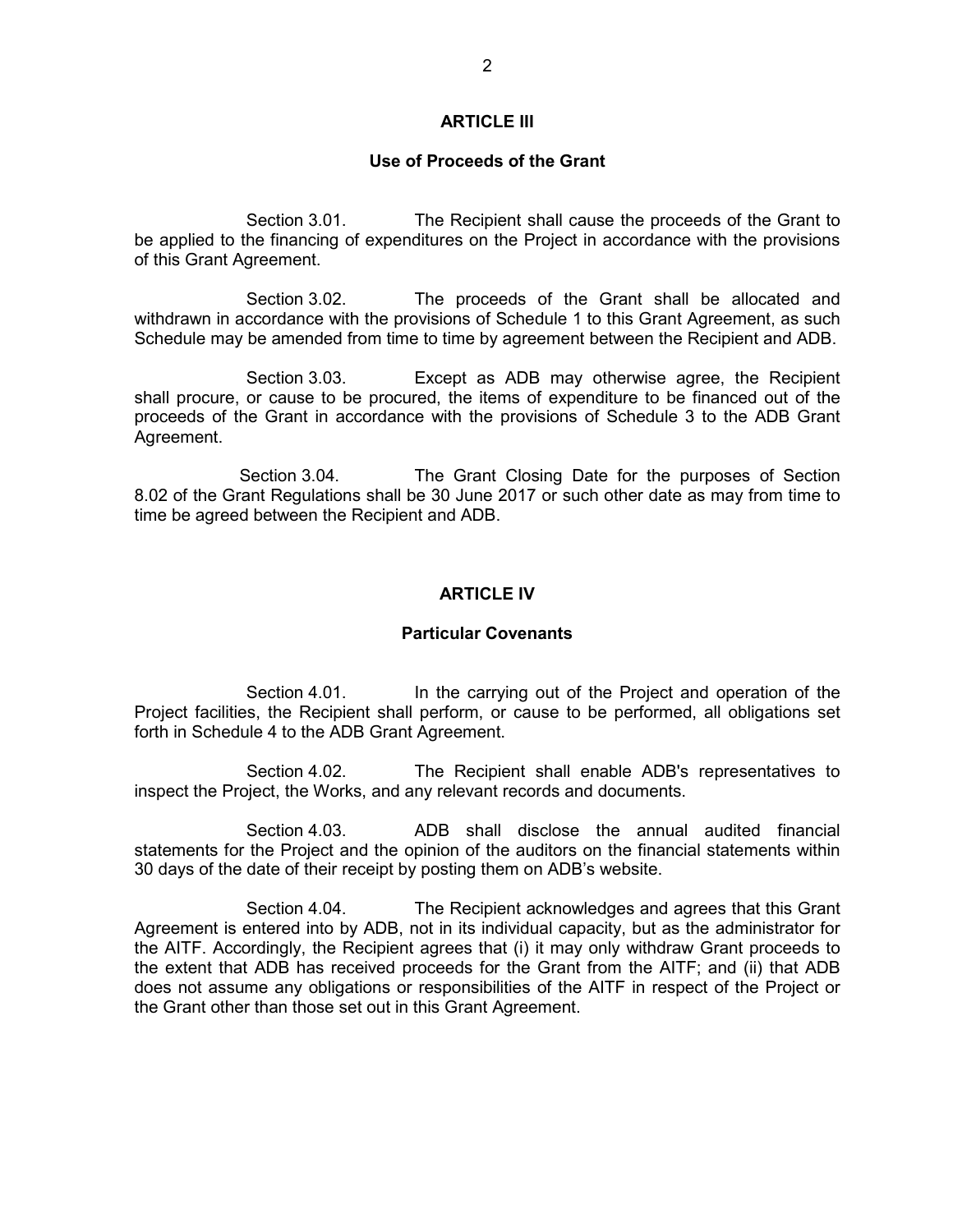## ARTICLE III

### Use of Proceeds of the Grant

Section 3.01. The Recipient shall cause the proceeds of the Grant to be applied to the financing of expenditures on the Project in accordance with the provisions of this Grant Agreement.

Section 3.02. The proceeds of the Grant shall be allocated and withdrawn in accordance with the provisions of Schedule 1 to this Grant Agreement, as such Schedule may be amended from time to time by agreement between the Recipient and ADB.

Section 3.03. Except as ADB may otherwise agree, the Recipient shall procure, or cause to be procured, the items of expenditure to be financed out of the proceeds of the Grant in accordance with the provisions of Schedule 3 to the ADB Grant Agreement.

Section 3.04. The Grant Closing Date for the purposes of Section 8.02 of the Grant Regulations shall be 30 June 2017 or such other date as may from time to time be agreed between the Recipient and ADB.

## ARTICLE IV

### Particular Covenants

Section 4.01. In the carrying out of the Project and operation of the Project facilities, the Recipient shall perform, or cause to be performed, all obligations set forth in Schedule 4 to the ADB Grant Agreement.

Section 4.02. The Recipient shall enable ADB's representatives to inspect the Project, the Works, and any relevant records and documents.

Section 4.03. ADB shall disclose the annual audited financial statements for the Project and the opinion of the auditors on the financial statements within 30 days of the date of their receipt by posting them on ADB's website.

Section 4.04. The Recipient acknowledges and agrees that this Grant Agreement is entered into by ADB, not in its individual capacity, but as the administrator for the AITF. Accordingly, the Recipient agrees that (i) it may only withdraw Grant proceeds to the extent that ADB has received proceeds for the Grant from the AITF; and (ii) that ADB does not assume any obligations or responsibilities of the AITF in respect of the Project or the Grant other than those set out in this Grant Agreement.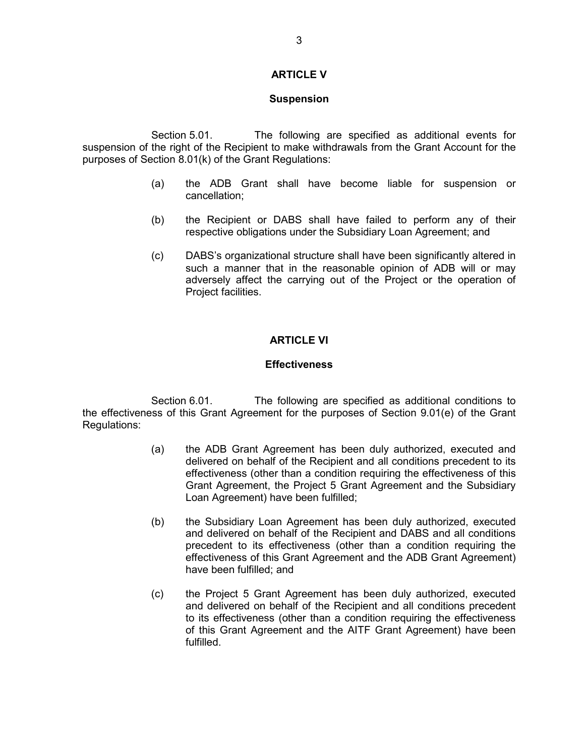## ARTICLE V

### Suspension

Section 5.01. The following are specified as additional events for suspension of the right of the Recipient to make withdrawals from the Grant Account for the purposes of Section 8.01(k) of the Grant Regulations:

(a) the ADB Grant shall have become liable for suspension or cancellation;

(b) the Recipient or DABS shall have failed to perform any of their respective obligations under the Subsidiary Loan Agreement; and

(c) DABS's organizational structure shall have been significantly altered in such a manner that in the reasonable opinion of ADB will or may adversely affect the carrying out of the Project or the operation of Project facilities.

## ARTICLE VI

### Effectiveness

Section 6.01. The following are specified as additional conditions to the effectiveness of this Grant Agreement for the purposes of Section 9.01(e) of the Grant Regulations:

(a) the ADB Grant Agreement has been duly authorized, executed and delivered on behalf of the Recipient and all conditions precedent to its effectiveness (other than a condition requiring the effectiveness of this Grant Agreement, the Project 5 Grant Agreement and the Subsidiary Loan Agreement) have been fulfilled;

(b) the Subsidiary Loan Agreement has been duly authorized, executed and delivered on behalf of the Recipient and DABS and all conditions precedent to its effectiveness (other than a condition requiring the effectiveness of this Grant Agreement and the ADB Grant Agreement) have been fulfilled; and

(c) the Project 5 Grant Agreement has been duly authorized, executed and delivered on behalf of the Recipient and all conditions precedent to its effectiveness (other than a condition requiring the effectiveness of this Grant Agreement and the AITF Grant Agreement) have been fulfilled.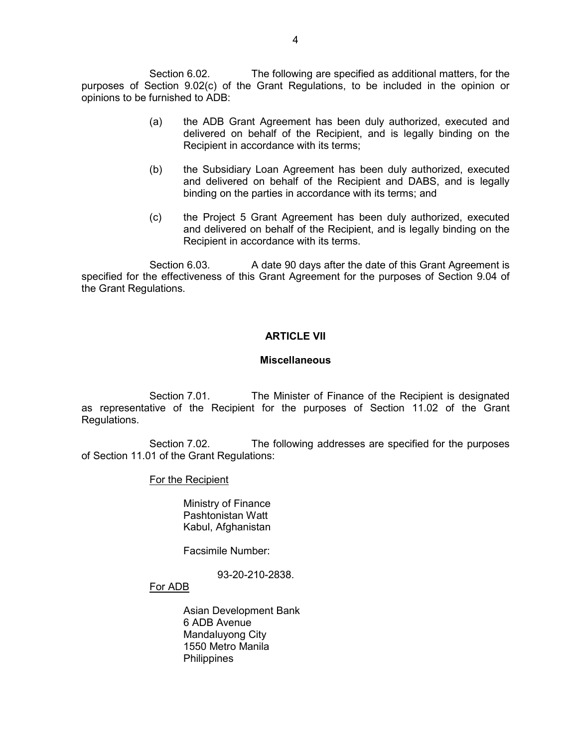Section 6.02. The following are specified as additional matters, for the purposes of Section 9.02(c) of the Grant Regulations, to be included in the opinion or opinions to be furnished to ADB:

(a) the ADB Grant Agreement has been duly authorized, executed and delivered on behalf of the Recipient, and is legally binding on the Recipient in accordance with its terms;

(b) the Subsidiary Loan Agreement has been duly authorized, executed and delivered on behalf of the Recipient and DABS, and is legally binding on the parties in accordance with its terms; and

(c) the Project 5 Grant Agreement has been duly authorized, executed and delivered on behalf of the Recipient, and is legally binding on the Recipient in accordance with its terms.

Section 6.03. A date 90 days after the date of this Grant Agreement is specified for the effectiveness of this Grant Agreement for the purposes of Section 9.04 of the Grant Regulations.

## ARTICLE VII

### Miscellaneous

Section 7.01. The Minister of Finance of the Recipient is designated as representative of the Recipient for the purposes of Section 11.02 of the Grant Regulations.

Section 7.02. The following addresses are specified for the purposes of Section 11.01 of the Grant Regulations:

For the Recipient

Ministry of Finance
Pashtonistan Watt
Kabul, Afghanistan

Facsimile Number:

93-20-210-2838.

For ADB

Asian Development Bank
6 ADB Avenue
Mandaluyong City
1550 Metro Manila
Philippines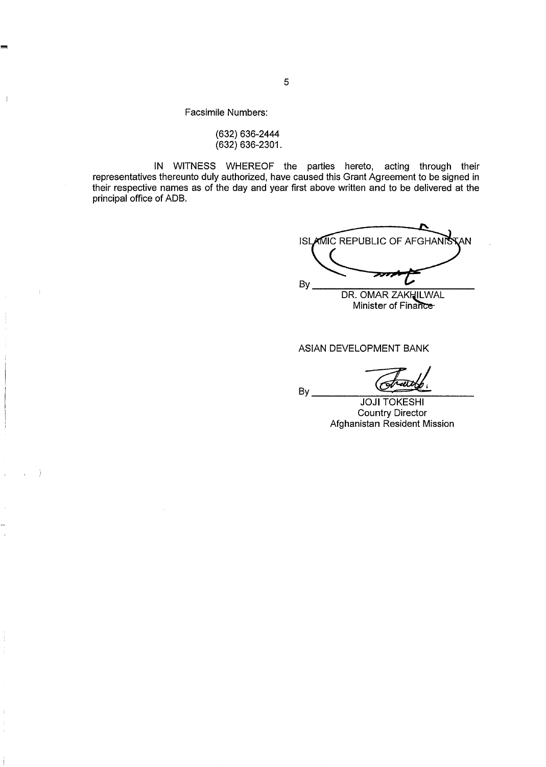Facsimile Numbers:

(632) 636-2444
(632) 636-2301.

IN WITNESS WHEREOF the parties hereto, acting through their representatives thereunto duly authorized, have caused this Grant Agreement to be signed in their respective names as of the day and year first above written and to be delivered at the principal office of ADB.

ISLAMIC REPUBLIC OF AFGHANISTAN

By \_\_\_\_\_\_\_\_\_\_\_\_\_\_\_\_\_\_\_\_\_\_\_\_\_\_\_\_

DR. OMAR ZAKHILWAL
Minister of Finance

ASIAN DEVELOPMENT BANK

By \_\_\_\_\_\_\_\_\_\_\_\_\_\_\_\_\_\_\_\_\_\_\_\_\_\_\_\_

JOJI TOKESHI
Country Director
Afghanistan Resident Mission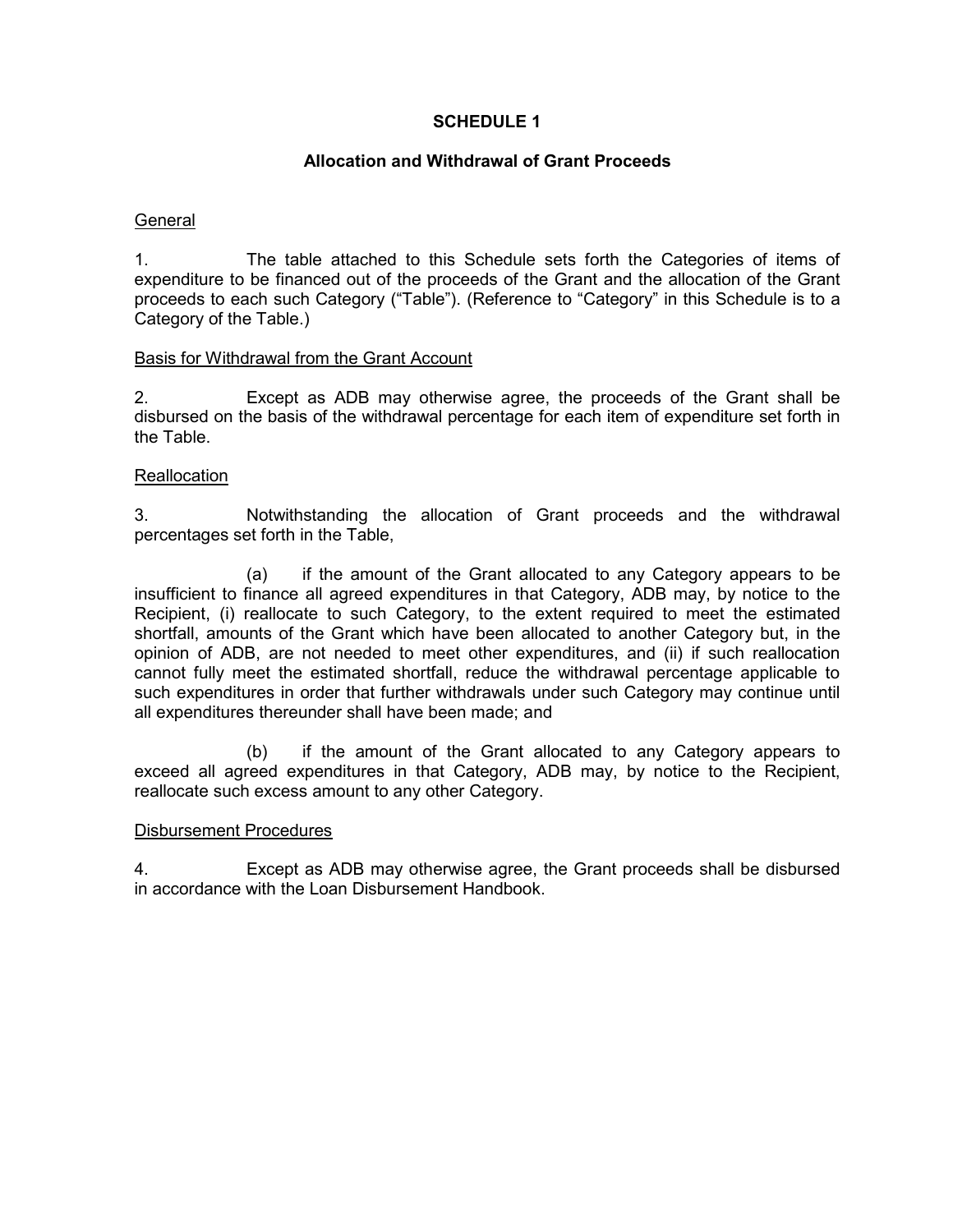# SCHEDULE 1

## Allocation and Withdrawal of Grant Proceeds

General

1. The table attached to this Schedule sets forth the Categories of items of expenditure to be financed out of the proceeds of the Grant and the allocation of the Grant proceeds to each such Category ("Table"). (Reference to "Category" in this Schedule is to a Category of the Table.)

Basis for Withdrawal from the Grant Account

2. Except as ADB may otherwise agree, the proceeds of the Grant shall be disbursed on the basis of the withdrawal percentage for each item of expenditure set forth in the Table.

Reallocation

3. Notwithstanding the allocation of Grant proceeds and the withdrawal percentages set forth in the Table,

(a) if the amount of the Grant allocated to any Category appears to be insufficient to finance all agreed expenditures in that Category, ADB may, by notice to the Recipient, (i) reallocate to such Category, to the extent required to meet the estimated shortfall, amounts of the Grant which have been allocated to another Category but, in the opinion of ADB, are not needed to meet other expenditures, and (ii) if such reallocation cannot fully meet the estimated shortfall, reduce the withdrawal percentage applicable to such expenditures in order that further withdrawals under such Category may continue until all expenditures thereunder shall have been made; and

(b) if the amount of the Grant allocated to any Category appears to exceed all agreed expenditures in that Category, ADB may, by notice to the Recipient, reallocate such excess amount to any other Category.

Disbursement Procedures

4. Except as ADB may otherwise agree, the Grant proceeds shall be disbursed in accordance with the Loan Disbursement Handbook.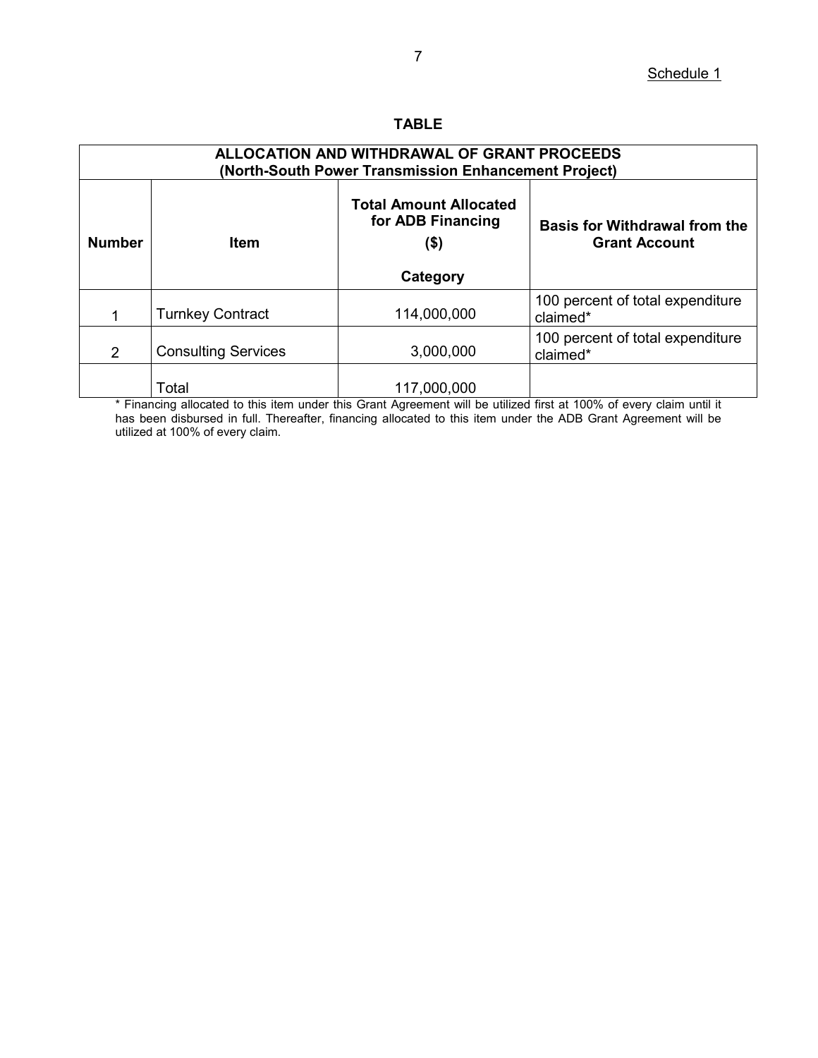Schedule 1

**TABLE**

| ALLOCATION AND WITHDRAWAL OF GRANT PROCEEDS (North-South Power Transmission Enhancement Project) | | | |
|---|---|---|---|
| **Number** | **Item** | **Total Amount Allocated for ADB Financing ($)** <br> **Category** | **Basis for Withdrawal from the Grant Account** |
| 1 | Turnkey Contract | 114,000,000 | 100 percent of total expenditure claimed* |
| 2 | Consulting Services | 3,000,000 | 100 percent of total expenditure claimed* |
| | Total | 117,000,000 | |

* Financing allocated to this item under this Grant Agreement will be utilized first at 100% of every claim until it has been disbursed in full. Thereafter, financing allocated to this item under the ADB Grant Agreement will be utilized at 100% of every claim.